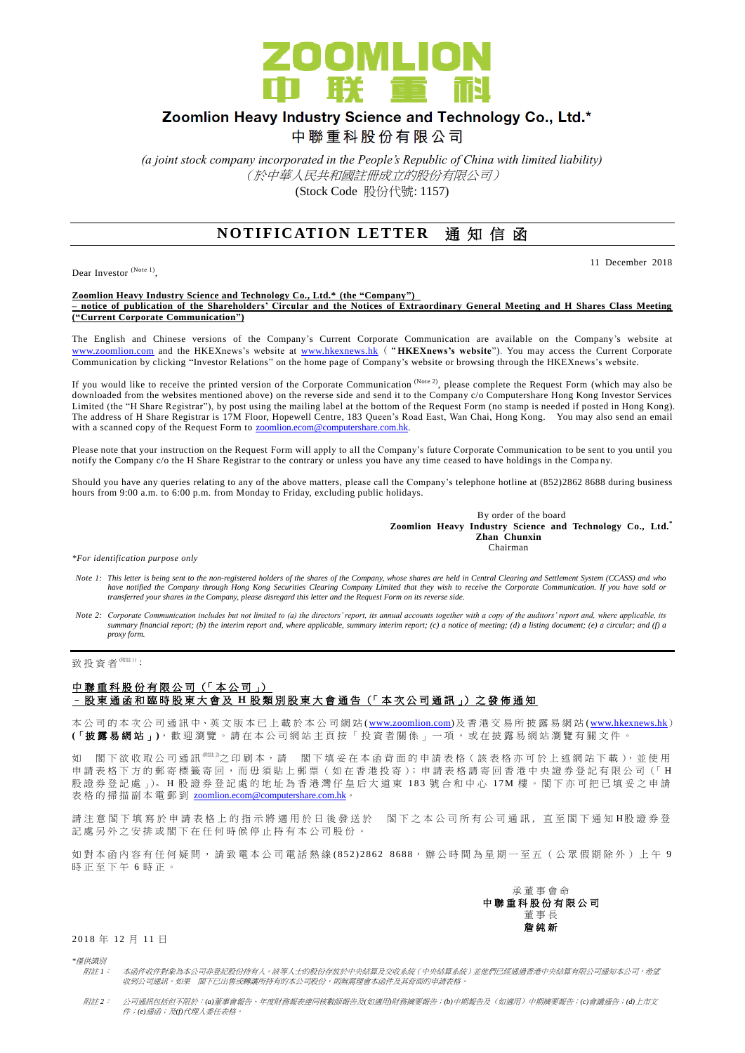# Zoomlion Heavy Industry Science and Technology Co., Ltd.*

# 中聯重科股份有限公司

*(a joint stock company incorporated in the People's Republic of China with limited liability)*
*（於中華人民共和國註冊成立的股份有限公司）*
(Stock Code 股份代號: 1157)

## NOTIFICATION LETTER 通知信函

11 December 2018

Dear Investor [(Note 1)],

**Zoomlion Heavy Industry Science and Technology Co., Ltd.* (the "Company")**
**– notice of publication of the Shareholders' Circular and the Notices of Extraordinary General Meeting and H Shares Class Meeting ("Current Corporate Communication")**

The English and Chinese versions of the Company's Current Corporate Communication are available on the Company's website at www.zoomlion.com and the HKEXnews's website at www.hkexnews.hk ("**HKEXnews's website**"). You may access the Current Corporate Communication by clicking "Investor Relations" on the home page of Company's website or browsing through the HKEXnews's website.

If you would like to receive the printed version of the Corporate Communication [(Note 2)], please complete the Request Form (which may also be downloaded from the websites mentioned above) on the reverse side and send it to the Company c/o Computershare Hong Kong Investor Services Limited (the "H Share Registrar"), by post using the mailing label at the bottom of the Request Form (no stamp is needed if posted in Hong Kong). The address of H Share Registrar is 17M Floor, Hopewell Centre, 183 Queen's Road East, Wan Chai, Hong Kong. You may also send an email with a scanned copy of the Request Form to zoomlion.ecom@computershare.com.hk.

Please note that your instruction on the Request Form will apply to all the Company's future Corporate Communication to be sent to you until you notify the Company c/o the H Share Registrar to the contrary or unless you have any time ceased to have holdings in the Company.

Should you have any queries relating to any of the above matters, please call the Company's telephone hotline at (852)2862 8688 during business hours from 9:00 a.m. to 6:00 p.m. from Monday to Friday, excluding public holidays.

By order of the board
**Zoomlion Heavy Industry Science and Technology Co., Ltd.***
**Zhan Chunxin**
Chairman

*\*For identification purpose only*

*Note 1: This letter is being sent to the non-registered holders of the shares of the Company, whose shares are held in Central Clearing and Settlement System (CCASS) and who have notified the Company through Hong Kong Securities Clearing Company Limited that they wish to receive the Corporate Communication. If you have sold or transferred your shares in the Company, please disregard this letter and the Request Form on its reverse side.*

*Note 2: Corporate Communication includes but not limited to (a) the directors' report, its annual accounts together with a copy of the auditors' report and, where applicable, its summary financial report; (b) the interim report and, where applicable, summary interim report; (c) a notice of meeting; (d) a listing document; (e) a circular; and (f) a proxy form.*

---

致投資者[(附註1)]：

**中聯重科股份有限公司（「本公司」）**
**–股東通函和臨時股東大會及H股類別股東大會通告（「本次公司通訊」）之發佈通知**

本公司的本次公司通訊中、英文版本已上載於本公司網站(www.zoomlion.com)及香港交易所披露易網站(www.hkexnews.hk)(「**披露易網站**」)，歡迎瀏覽。請在本公司網站主頁按「投資者關係」一項，或在披露易網站瀏覽有關文件。

如 閣下欲收取公司通訊[(附註2)]之印刷本，請 閣下填妥在本函背面的申請表格（該表格亦可於上述網站下載），並使用申請表格下方的郵寄標籤寄回，而毋須貼上郵票（如在香港投寄）；申請表格請寄回香港中央證券登記有限公司（「H股證券登記處」）。H股證券登記處的地址為香港灣仔皇后大道東183號合和中心17M樓。閣下亦可把已填妥之申請表格的掃描副本電郵到 zoomlion.ecom@computershare.com.hk。

請注意閣下填寫於申請表格上的指示將適用於日後發送於 閣下之本公司所有公司通訊，直至閣下通知H股證券登記處另外之安排或閣下在任何時候停止持有本公司股份。

如對本函內容有任何疑問，請致電本公司電話熱線(852)2862 8688，辦公時間為星期一至五（公眾假期除外）上午9時正至下午6時正。

承董事會命
**中聯重科股份有限公司**
董事長
**詹純新**

2018年12月11日

*\*僅供識別*

*附註1： 本函件收件對象為本公司非登記股份持有人。該等人士的股份存放於中央結算及交收系統（中央結算系統）並他們已經通過香港中央結算有限公司通知本公司，希望收到公司通訊。如果 閣下已出售或轉讓所持有的本公司股份，則無需理會本函件及其背面的申請表格。*

*附註2： 公司通訊包括但不限於：(a)董事會報告、年度財務報表連同核數師報告及(如適用)財務摘要報告；(b)中期報告及（如適用）中期摘要報告；(c)會議通告；(d)上市文件；(e)通函；及(f)代理人委任表格。*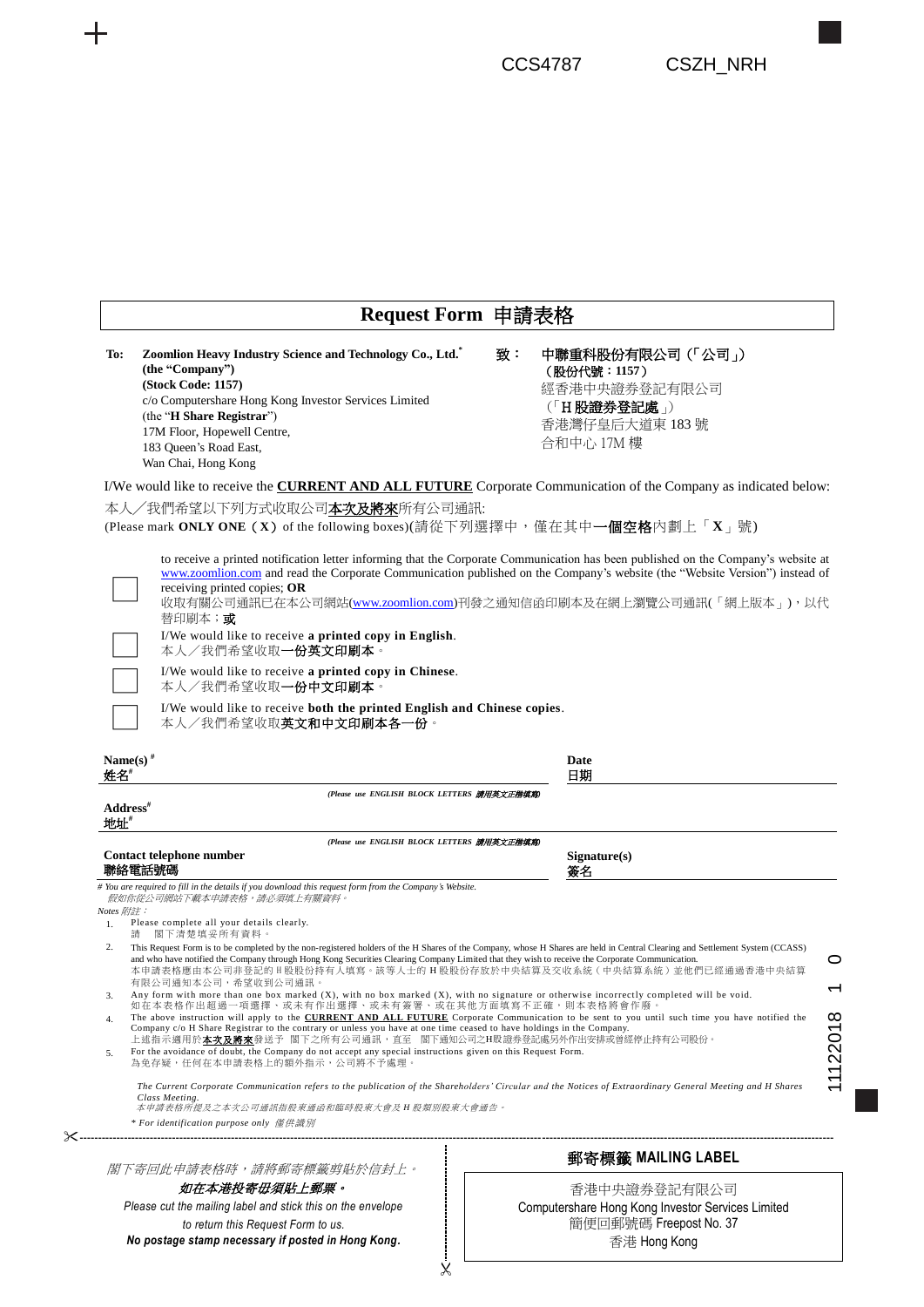CCS4787 CSZH_NRH

# Request Form 申請表格

**To:** **Zoomlion Heavy Industry Science and Technology Co., Ltd.*** 
**(the "Company")** 
**(Stock Code: 1157)** 
c/o Computershare Hong Kong Investor Services Limited 
(the "**H Share Registrar**") 
17M Floor, Hopewell Centre, 
183 Queen's Road East, 
Wan Chai, Hong Kong

**致：** **中聯重科股份有限公司（「公司」）** 
**（股份代號：1157）** 
經香港中央證券登記有限公司 
（「**H股證券登記處**」） 
香港灣仔皇后大道東183號 
合和中心17M樓

I/We would like to receive the **CURRENT AND ALL FUTURE** Corporate Communication of the Company as indicated below: 
本人／我們希望以下列方式收取公司**本次及將來**所有公司通訊:
(Please mark **ONLY ONE** (**X**) of the following boxes)(請從下列選擇中，僅在其中**一個空格**內劃上「**X**」號)

☐ to receive a printed notification letter informing that the Corporate Communication has been published on the Company's website at www.zoomlion.com and read the Corporate Communication published on the Company's website (the "Website Version") instead of receiving printed copies; **OR** 
收取有關公司通訊已在本公司網站(www.zoomlion.com)刊發之通知信函印刷本及在網上瀏覽公司通訊(「網上版本」)，以代替印刷本；**或**

☐ I/We would like to receive **a printed copy in English**. 
本人／我們希望收取**一份英文印刷本**。

☐ I/We would like to receive **a printed copy in Chinese**. 
本人／我們希望收取**一份中文印刷本**。

☐ I/We would like to receive **both the printed English and Chinese copies**. 
本人／我們希望收取**英文和中文印刷本各一份**。

**Name(s)** # 
**姓名**#
*(Please use ENGLISH BLOCK LETTERS 請用英文正楷填寫)*

**Date** 
**日期**

**Address**# 
**地址**#
*(Please use ENGLISH BLOCK LETTERS 請用英文正楷填寫)*

**Contact telephone number** 
**聯絡電話號碼**

**Signature(s)** 
**簽名**

*# You are required to fill in the details if you download this request form from the Company's Website.* 
*假如你從公司網站下載本申請表格，請必須填上有關資料。*

*Notes 附註：*

1. Please complete all your details clearly. 
請 閣下清楚填妥所有資料。
2. This Request Form is to be completed by the non-registered holders of the H Shares of the Company, whose H Shares are held in Central Clearing and Settlement System (CCASS) and who have notified the Company through Hong Kong Securities Clearing Company Limited that they wish to receive the Corporate Communication. 
本申請表格應由本公司非登記的H股股份持有人填寫。該等人士的H股股份存放於中央結算及交收系統（中央結算系統）並他們已經通過香港中央結算有限公司通知本公司，希望收到公司通訊。
3. Any form with more than one box marked (X), with no box marked (X), with no signature or otherwise incorrectly completed will be void. 
如在本表格作出超過一項選擇、或未有作出選擇、或未有簽署、或在其他方面填寫不正確，則本表格將會作廢。
4. The above instruction will apply to the **CURRENT AND ALL FUTURE** Corporate Communication to be sent to you until such time you have notified the Company c/o H Share Registrar to the contrary or unless you have at one time ceased to have holdings in the Company. 
上述指示適用於**本次及將來**發送予 閣下之所有公司通訊，直至 閣下通知公司之H股證券登記處另外作出安排或曾經停止持有公司股份。
5. For the avoidance of doubt, the Company do not accept any special instructions given on this Request Form. 
為免存疑，任何在本申請表格上的額外指示，公司將不予處理。

*The Current Corporate Communication refers to the publication of the Shareholders' Circular and the Notices of Extraordinary General Meeting and H Shares Class Meeting.* 
*本申請表格所提及之本次公司通訊指股東通函和臨時股東大會及H股類別股東大會通告。*

* For identification purpose only 僅供識別

11122018 1 0

---

*閣下寄回此申請表格時，請將郵寄標籤剪貼於信封上。* 
***如在本港投寄毋須貼上郵票。*** 
*Please cut the mailing label and stick this on the envelope to return this Request Form to us.* 
***No postage stamp necessary if posted in Hong Kong.***

**郵寄標籤 MAILING LABEL**

香港中央證券登記有限公司 
Computershare Hong Kong Investor Services Limited 
簡便回郵號碼 Freepost No. 37 
香港 Hong Kong